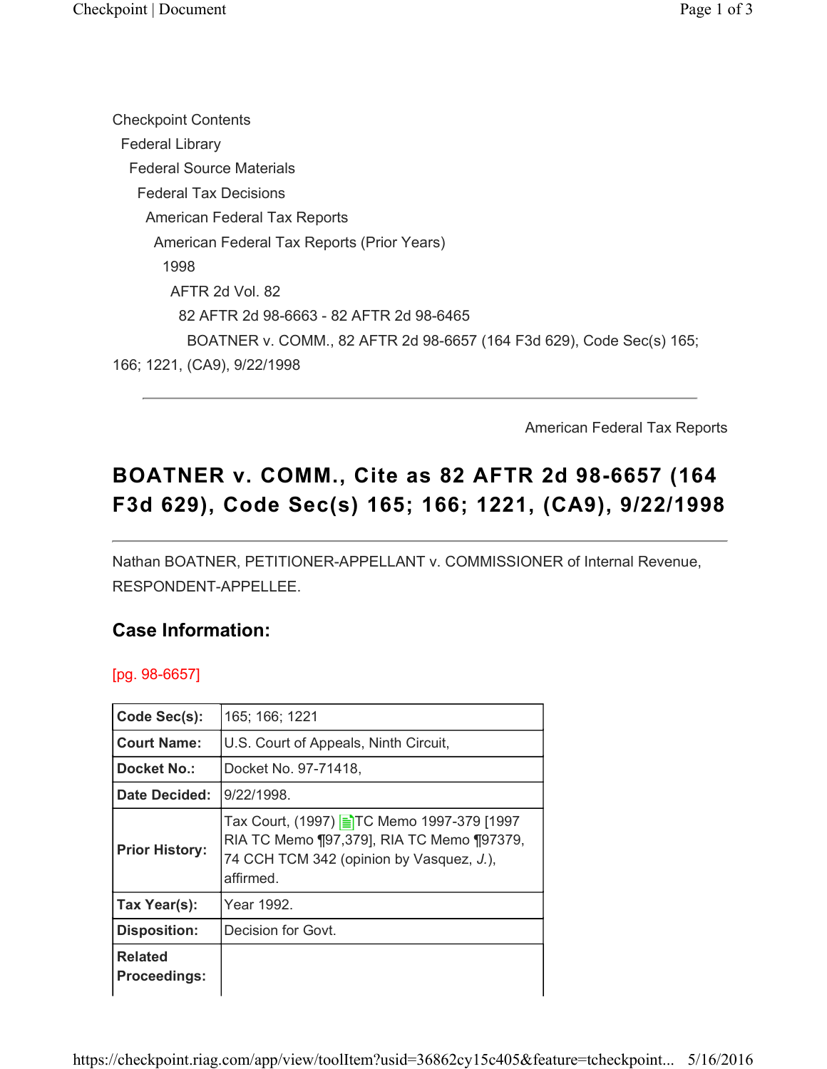Checkpoint Contents
 Federal Library
  Federal Source Materials
   Federal Tax Decisions
    American Federal Tax Reports
     American Federal Tax Reports (Prior Years)
      1998
       AFTR 2d Vol. 82
        82 AFTR 2d 98-6663 - 82 AFTR 2d 98-6465
         BOATNER v. COMM., 82 AFTR 2d 98-6657 (164 F3d 629), Code Sec(s) 165; 166; 1221, (CA9), 9/22/1998

---

American Federal Tax Reports

# BOATNER v. COMM., Cite as 82 AFTR 2d 98-6657 (164 F3d 629), Code Sec(s) 165; 166; 1221, (CA9), 9/22/1998

---

Nathan BOATNER, PETITIONER-APPELLANT v. COMMISSIONER of Internal Revenue, RESPONDENT-APPELLEE.

## Case Information:

[pg. 98-6657]

| **Code Sec(s):** | 165; 166; 1221 |
|---|---|
| **Court Name:** | U.S. Court of Appeals, Ninth Circuit, |
| **Docket No.:** | Docket No. 97-71418, |
| **Date Decided:** | 9/22/1998. |
| **Prior History:** | Tax Court, (1997) TC Memo 1997-379 [1997 RIA TC Memo ¶97,379], RIA TC Memo ¶97379, 74 CCH TCM 342 (opinion by Vasquez, *J.*), affirmed. |
| **Tax Year(s):** | Year 1992. |
| **Disposition:** | Decision for Govt. |
| **Related Proceedings:** | |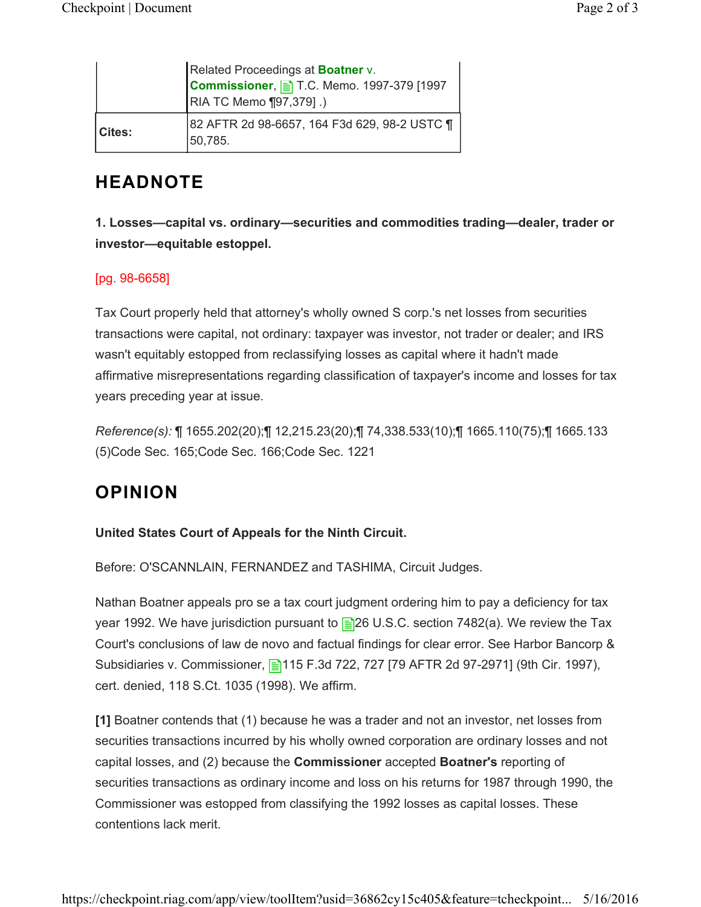| | Related Proceedings at **Boatner** v. **Commissioner**, T.C. Memo. 1997-379 [1997 RIA TC Memo ¶97,379] .) |
|---|---|
| **Cites:** | 82 AFTR 2d 98-6657, 164 F3d 629, 98-2 USTC ¶ 50,785. |

## HEADNOTE

**1. Losses—capital vs. ordinary—securities and commodities trading—dealer, trader or investor—equitable estoppel.**

[pg. 98-6658]

Tax Court properly held that attorney's wholly owned S corp.'s net losses from securities transactions were capital, not ordinary: taxpayer was investor, not trader or dealer; and IRS wasn't equitably estopped from reclassifying losses as capital where it hadn't made affirmative misrepresentations regarding classification of taxpayer's income and losses for tax years preceding year at issue.

*Reference(s):* ¶ 1655.202(20);¶ 12,215.23(20);¶ 74,338.533(10);¶ 1665.110(75);¶ 1665.133 (5)Code Sec. 165;Code Sec. 166;Code Sec. 1221

## OPINION

**United States Court of Appeals for the Ninth Circuit.**

Before: O'SCANNLAIN, FERNANDEZ and TASHIMA, Circuit Judges.

Nathan Boatner appeals pro se a tax court judgment ordering him to pay a deficiency for tax year 1992. We have jurisdiction pursuant to 26 U.S.C. section 7482(a). We review the Tax Court's conclusions of law de novo and factual findings for clear error. See Harbor Bancorp & Subsidiaries v. Commissioner, 115 F.3d 722, 727 [79 AFTR 2d 97-2971] (9th Cir. 1997), cert. denied, 118 S.Ct. 1035 (1998). We affirm.

**[1]** Boatner contends that (1) because he was a trader and not an investor, net losses from securities transactions incurred by his wholly owned corporation are ordinary losses and not capital losses, and (2) because the **Commissioner** accepted **Boatner's** reporting of securities transactions as ordinary income and loss on his returns for 1987 through 1990, the Commissioner was estopped from classifying the 1992 losses as capital losses. These contentions lack merit.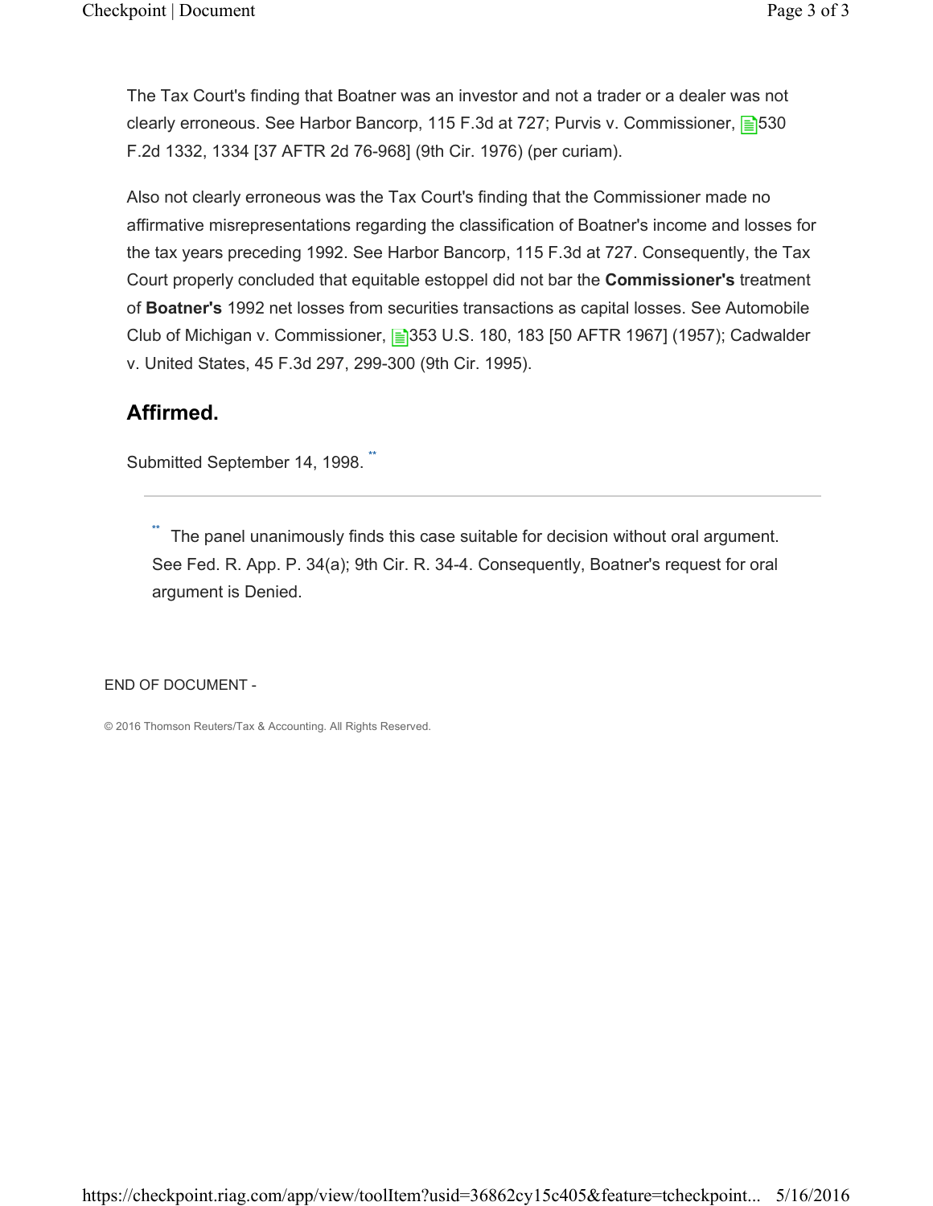The Tax Court's finding that Boatner was an investor and not a trader or a dealer was not clearly erroneous. See Harbor Bancorp, 115 F.3d at 727; Purvis v. Commissioner, 530 F.2d 1332, 1334 [37 AFTR 2d 76-968] (9th Cir. 1976) (per curiam).

Also not clearly erroneous was the Tax Court's finding that the Commissioner made no affirmative misrepresentations regarding the classification of Boatner's income and losses for the tax years preceding 1992. See Harbor Bancorp, 115 F.3d at 727. Consequently, the Tax Court properly concluded that equitable estoppel did not bar the **Commissioner's** treatment of **Boatner's** 1992 net losses from securities transactions as capital losses. See Automobile Club of Michigan v. Commissioner, 353 U.S. 180, 183 [50 AFTR 1967] (1957); Cadwalder v. United States, 45 F.3d 297, 299-300 (9th Cir. 1995).

## Affirmed.

Submitted September 14, 1998. [**]

---

[**] The panel unanimously finds this case suitable for decision without oral argument. See Fed. R. App. P. 34(a); 9th Cir. R. 34-4. Consequently, Boatner's request for oral argument is Denied.

END OF DOCUMENT -

© 2016 Thomson Reuters/Tax & Accounting. All Rights Reserved.